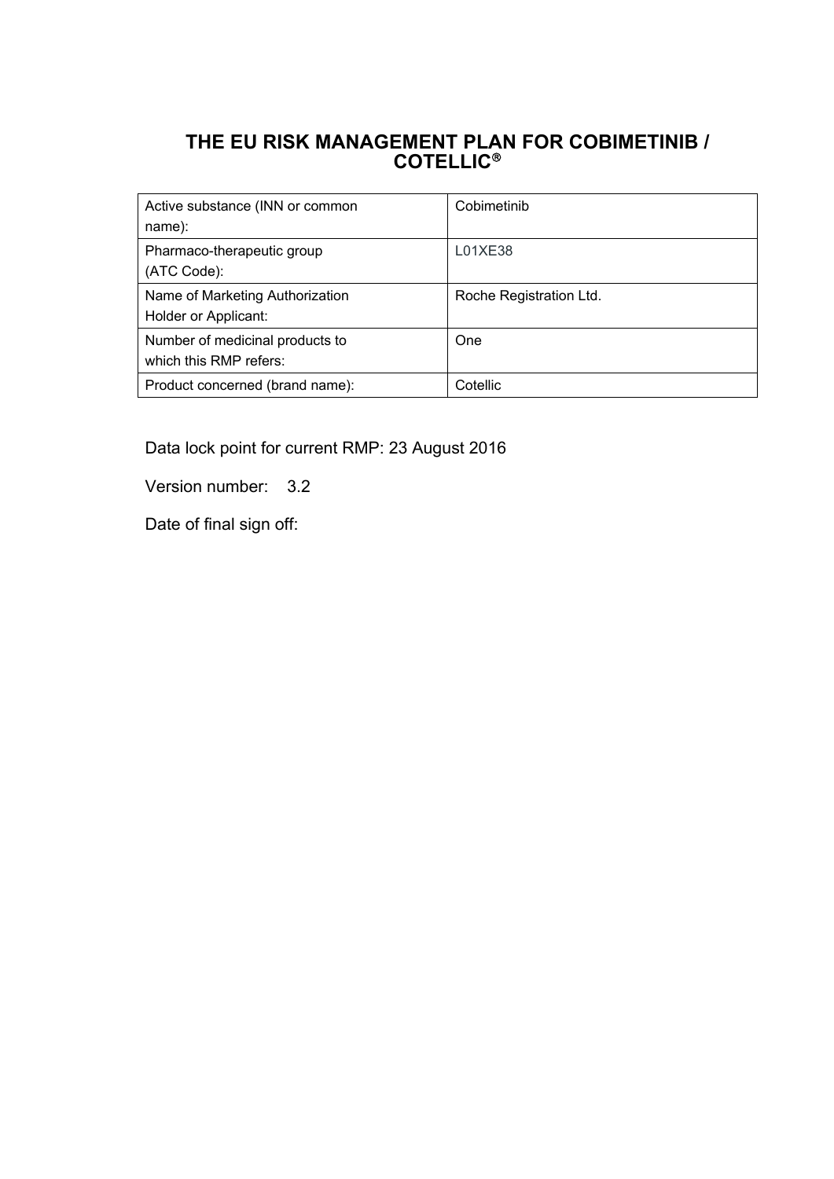# THE EU RISK MANAGEMENT PLAN FOR COBIMETINIB / COTELLIC®

| Active substance (INN or common name): | Cobimetinib |
|---|---|
| Pharmaco-therapeutic group (ATC Code): | L01XE38 |
| Name of Marketing Authorization Holder or Applicant: | Roche Registration Ltd. |
| Number of medicinal products to which this RMP refers: | One |
| Product concerned (brand name): | Cotellic |

Data lock point for current RMP: 23 August 2016

Version number: 3.2

Date of final sign off: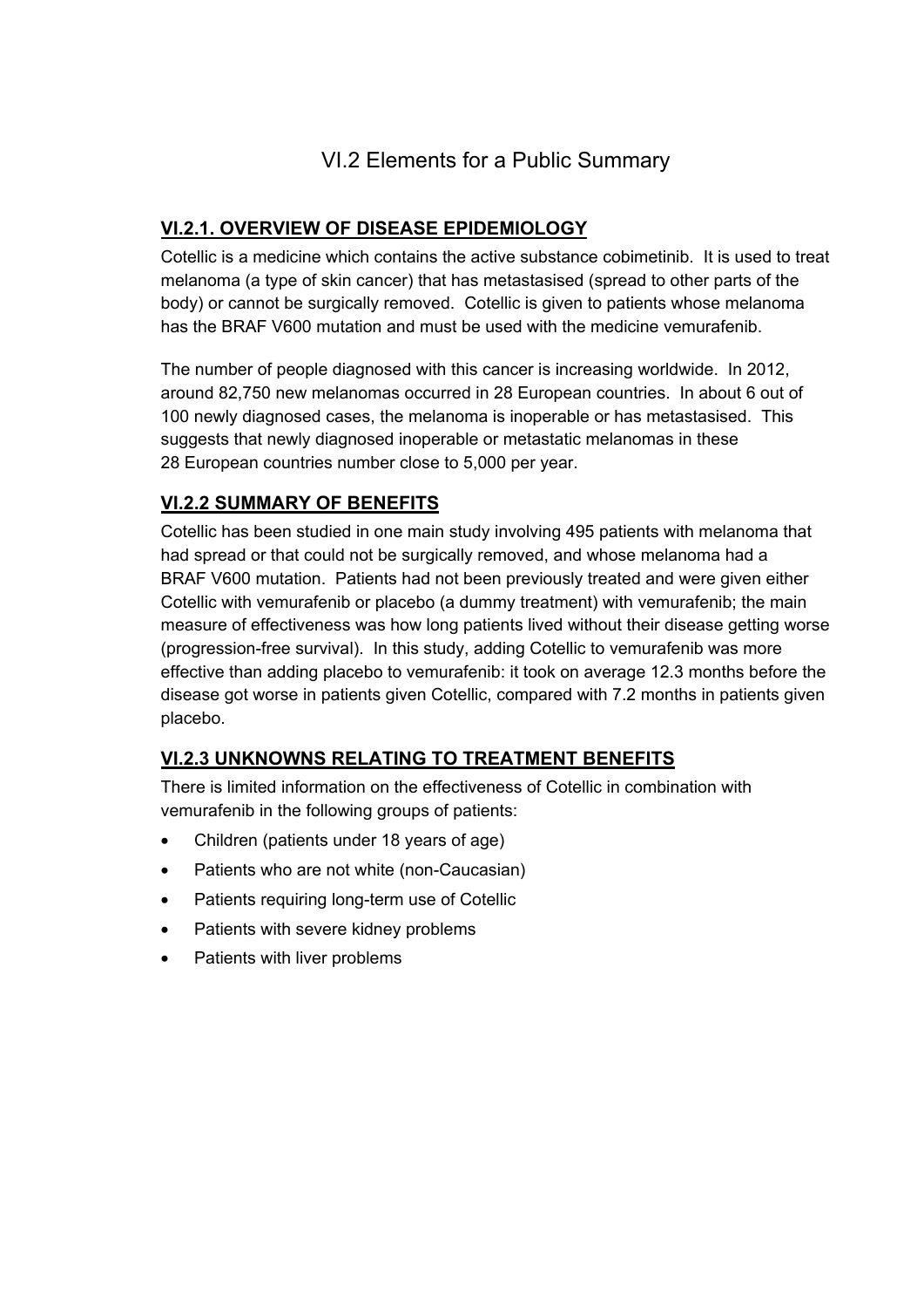# VI.2 Elements for a Public Summary

## VI.2.1. OVERVIEW OF DISEASE EPIDEMIOLOGY

Cotellic is a medicine which contains the active substance cobimetinib. It is used to treat melanoma (a type of skin cancer) that has metastasised (spread to other parts of the body) or cannot be surgically removed. Cotellic is given to patients whose melanoma has the BRAF V600 mutation and must be used with the medicine vemurafenib.

The number of people diagnosed with this cancer is increasing worldwide. In 2012, around 82,750 new melanomas occurred in 28 European countries. In about 6 out of 100 newly diagnosed cases, the melanoma is inoperable or has metastasised. This suggests that newly diagnosed inoperable or metastatic melanomas in these 28 European countries number close to 5,000 per year.

## VI.2.2 SUMMARY OF BENEFITS

Cotellic has been studied in one main study involving 495 patients with melanoma that had spread or that could not be surgically removed, and whose melanoma had a BRAF V600 mutation. Patients had not been previously treated and were given either Cotellic with vemurafenib or placebo (a dummy treatment) with vemurafenib; the main measure of effectiveness was how long patients lived without their disease getting worse (progression-free survival). In this study, adding Cotellic to vemurafenib was more effective than adding placebo to vemurafenib: it took on average 12.3 months before the disease got worse in patients given Cotellic, compared with 7.2 months in patients given placebo.

## VI.2.3 UNKNOWNS RELATING TO TREATMENT BENEFITS

There is limited information on the effectiveness of Cotellic in combination with vemurafenib in the following groups of patients:

- Children (patients under 18 years of age)
- Patients who are not white (non-Caucasian)
- Patients requiring long-term use of Cotellic
- Patients with severe kidney problems
- Patients with liver problems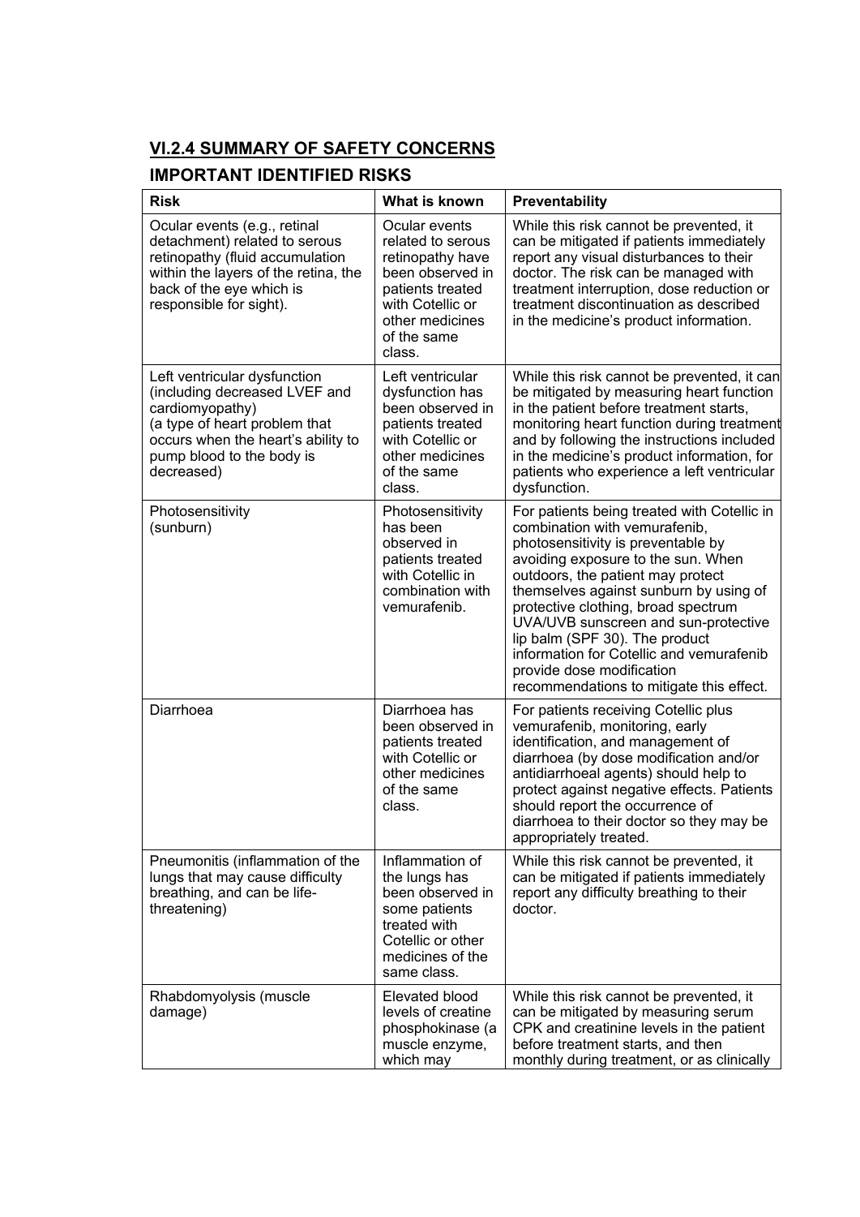## VI.2.4 SUMMARY OF SAFETY CONCERNS

### IMPORTANT IDENTIFIED RISKS

| Risk | What is known | Preventability |
|---|---|---|
| Ocular events (e.g., retinal detachment) related to serous retinopathy (fluid accumulation within the layers of the retina, the back of the eye which is responsible for sight). | Ocular events related to serous retinopathy have been observed in patients treated with Cotellic or other medicines of the same class. | While this risk cannot be prevented, it can be mitigated if patients immediately report any visual disturbances to their doctor. The risk can be managed with treatment interruption, dose reduction or treatment discontinuation as described in the medicine's product information. |
| Left ventricular dysfunction (including decreased LVEF and cardiomyopathy) (a type of heart problem that occurs when the heart's ability to pump blood to the body is decreased) | Left ventricular dysfunction has been observed in patients treated with Cotellic or other medicines of the same class. | While this risk cannot be prevented, it can be mitigated by measuring heart function in the patient before treatment starts, monitoring heart function during treatment and by following the instructions included in the medicine's product information, for patients who experience a left ventricular dysfunction. |
| Photosensitivity (sunburn) | Photosensitivity has been observed in patients treated with Cotellic in combination with vemurafenib. | For patients being treated with Cotellic in combination with vemurafenib, photosensitivity is preventable by avoiding exposure to the sun. When outdoors, the patient may protect themselves against sunburn by using of protective clothing, broad spectrum UVA/UVB sunscreen and sun-protective lip balm (SPF 30). The product information for Cotellic and vemurafenib provide dose modification recommendations to mitigate this effect. |
| Diarrhoea | Diarrhoea has been observed in patients treated with Cotellic or other medicines of the same class. | For patients receiving Cotellic plus vemurafenib, monitoring, early identification, and management of diarrhoea (by dose modification and/or antidiarrhoeal agents) should help to protect against negative effects. Patients should report the occurrence of diarrhoea to their doctor so they may be appropriately treated. |
| Pneumonitis (inflammation of the lungs that may cause difficulty breathing, and can be life-threatening) | Inflammation of the lungs has been observed in some patients treated with Cotellic or other medicines of the same class. | While this risk cannot be prevented, it can be mitigated if patients immediately report any difficulty breathing to their doctor. |
| Rhabdomyolysis (muscle damage) | Elevated blood levels of creatine phosphokinase (a muscle enzyme, which may | While this risk cannot be prevented, it can be mitigated by measuring serum CPK and creatinine levels in the patient before treatment starts, and then monthly during treatment, or as clinically |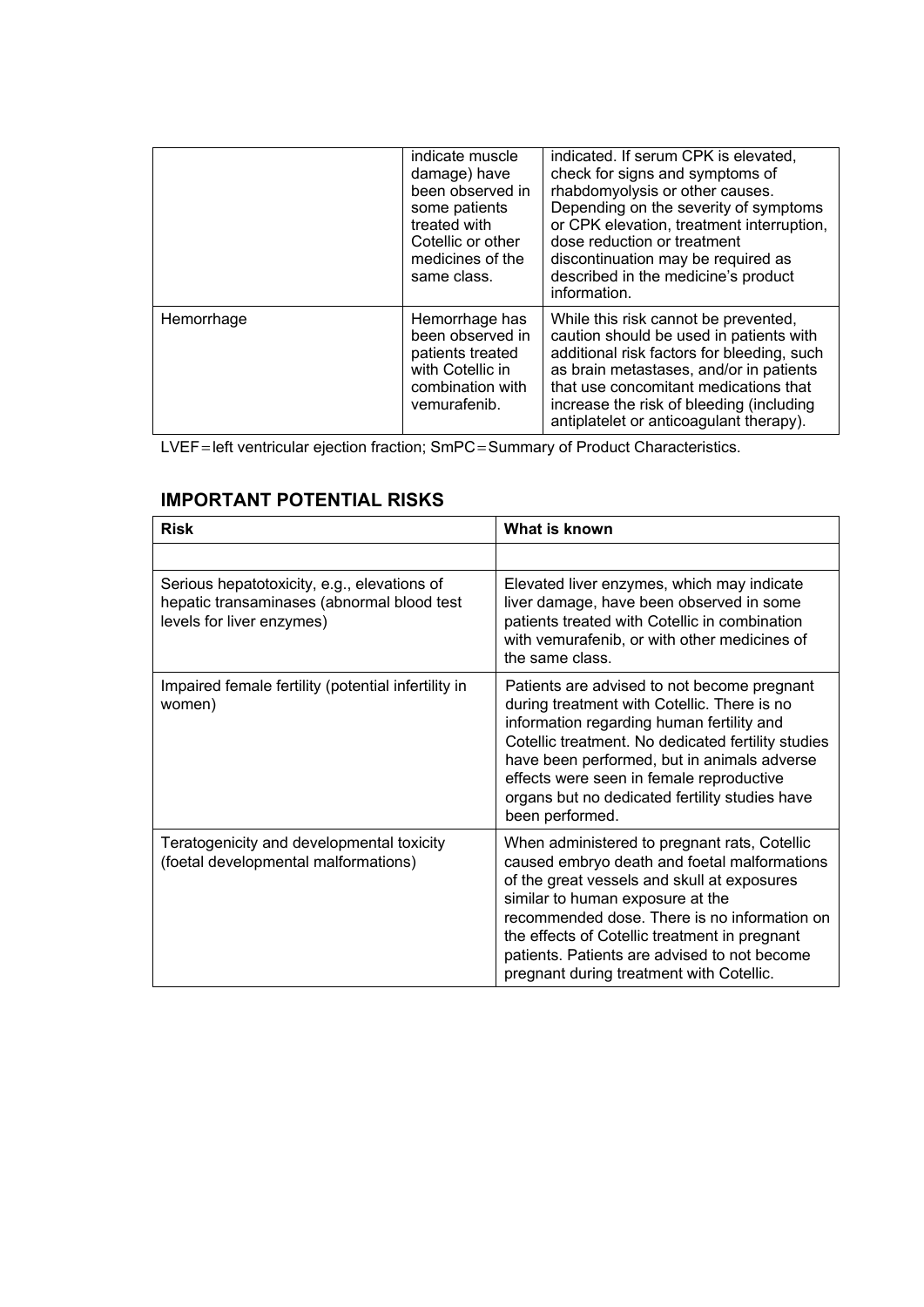| | | |
|---|---|---|
| | indicate muscle damage) have been observed in some patients treated with Cotellic or other medicines of the same class. | indicated. If serum CPK is elevated, check for signs and symptoms of rhabdomyolysis or other causes. Depending on the severity of symptoms or CPK elevation, treatment interruption, dose reduction or treatment discontinuation may be required as described in the medicine's product information. |
| Hemorrhage | Hemorrhage has been observed in patients treated with Cotellic in combination with vemurafenib. | While this risk cannot be prevented, caution should be used in patients with additional risk factors for bleeding, such as brain metastases, and/or in patients that use concomitant medications that increase the risk of bleeding (including antiplatelet or anticoagulant therapy). |

LVEF = left ventricular ejection fraction; SmPC = Summary of Product Characteristics.

## IMPORTANT POTENTIAL RISKS

| Risk | What is known |
|---|---|
| | |
| Serious hepatotoxicity, e.g., elevations of hepatic transaminases (abnormal blood test levels for liver enzymes) | Elevated liver enzymes, which may indicate liver damage, have been observed in some patients treated with Cotellic in combination with vemurafenib, or with other medicines of the same class. |
| Impaired female fertility (potential infertility in women) | Patients are advised to not become pregnant during treatment with Cotellic. There is no information regarding human fertility and Cotellic treatment. No dedicated fertility studies have been performed, but in animals adverse effects were seen in female reproductive organs but no dedicated fertility studies have been performed. |
| Teratogenicity and developmental toxicity (foetal developmental malformations) | When administered to pregnant rats, Cotellic caused embryo death and foetal malformations of the great vessels and skull at exposures similar to human exposure at the recommended dose. There is no information on the effects of Cotellic treatment in pregnant patients. Patients are advised to not become pregnant during treatment with Cotellic. |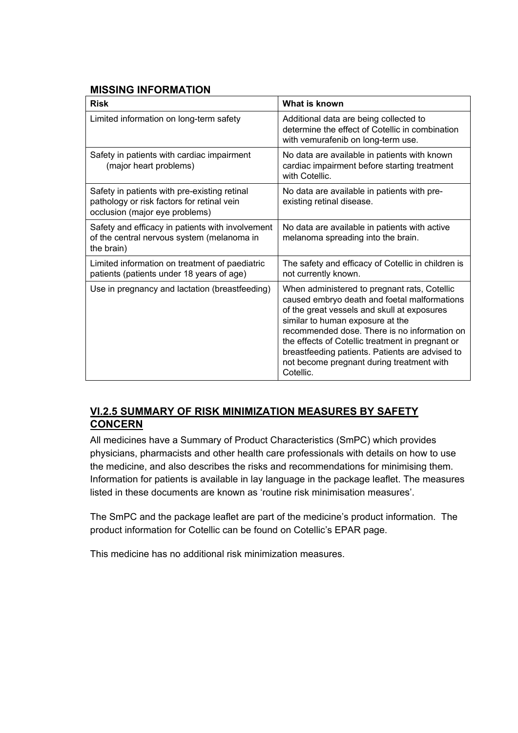### MISSING INFORMATION

| Risk | What is known |
| --- | --- |
| Limited information on long-term safety | Additional data are being collected to determine the effect of Cotellic in combination with vemurafenib on long-term use. |
| Safety in patients with cardiac impairment (major heart problems) | No data are available in patients with known cardiac impairment before starting treatment with Cotellic. |
| Safety in patients with pre-existing retinal pathology or risk factors for retinal vein occlusion (major eye problems) | No data are available in patients with pre-existing retinal disease. |
| Safety and efficacy in patients with involvement of the central nervous system (melanoma in the brain) | No data are available in patients with active melanoma spreading into the brain. |
| Limited information on treatment of paediatric patients (patients under 18 years of age) | The safety and efficacy of Cotellic in children is not currently known. |
| Use in pregnancy and lactation (breastfeeding) | When administered to pregnant rats, Cotellic caused embryo death and foetal malformations of the great vessels and skull at exposures similar to human exposure at the recommended dose. There is no information on the effects of Cotellic treatment in pregnant or breastfeeding patients. Patients are advised to not become pregnant during treatment with Cotellic. |

## VI.2.5 SUMMARY OF RISK MINIMIZATION MEASURES BY SAFETY CONCERN

All medicines have a Summary of Product Characteristics (SmPC) which provides physicians, pharmacists and other health care professionals with details on how to use the medicine, and also describes the risks and recommendations for minimising them. Information for patients is available in lay language in the package leaflet. The measures listed in these documents are known as 'routine risk minimisation measures'.

The SmPC and the package leaflet are part of the medicine's product information. The product information for Cotellic can be found on Cotellic's EPAR page.

This medicine has no additional risk minimization measures.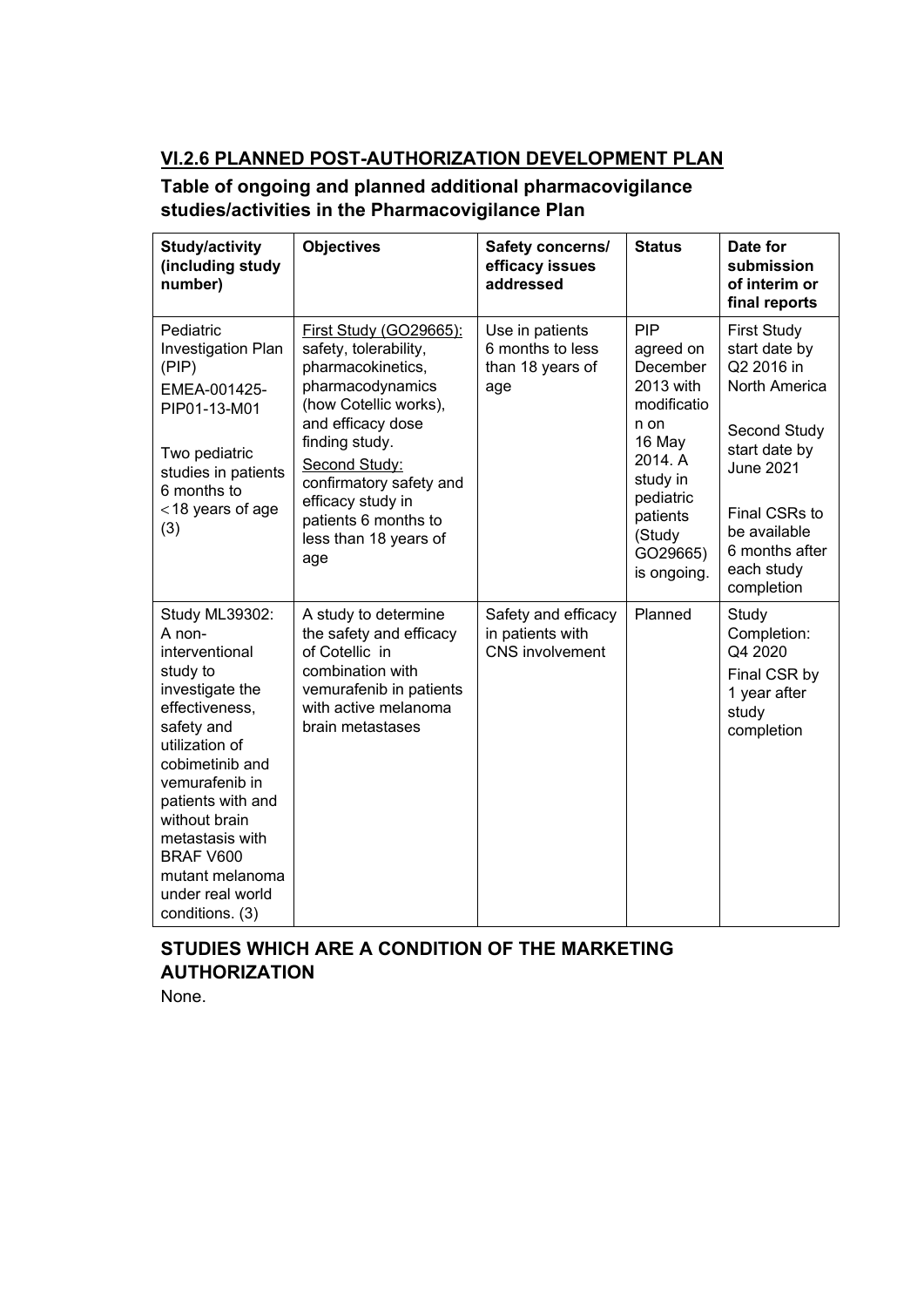## VI.2.6 PLANNED POST-AUTHORIZATION DEVELOPMENT PLAN

### Table of ongoing and planned additional pharmacovigilance studies/activities in the Pharmacovigilance Plan

| Study/activity (including study number) | Objectives | Safety concerns/ efficacy issues addressed | Status | Date for submission of interim or final reports |
|---|---|---|---|---|
| Pediatric Investigation Plan (PIP) EMEA-001425-PIP01-13-M01<br><br>Two pediatric studies in patients 6 months to <18 years of age (3) | First Study (GO29665): safety, tolerability, pharmacokinetics, pharmacodynamics (how Cotellic works), and efficacy dose finding study.<br>Second Study: confirmatory safety and efficacy study in patients 6 months to less than 18 years of age | Use in patients 6 months to less than 18 years of age | PIP agreed on December 2013 with modification on 16 May 2014. A study in pediatric patients (Study GO29665) is ongoing. | First Study start date by Q2 2016 in North America<br><br>Second Study start date by June 2021<br><br>Final CSRs to be available 6 months after each study completion |
| Study ML39302: A non-interventional study to investigate the effectiveness, safety and utilization of cobimetinib and vemurafenib in patients with and without brain metastasis with BRAF V600 mutant melanoma under real world conditions. (3) | A study to determine the safety and efficacy of Cotellic in combination with vemurafenib in patients with active melanoma brain metastases | Safety and efficacy in patients with CNS involvement | Planned | Study Completion: Q4 2020<br>Final CSR by 1 year after study completion |

### STUDIES WHICH ARE A CONDITION OF THE MARKETING AUTHORIZATION

None.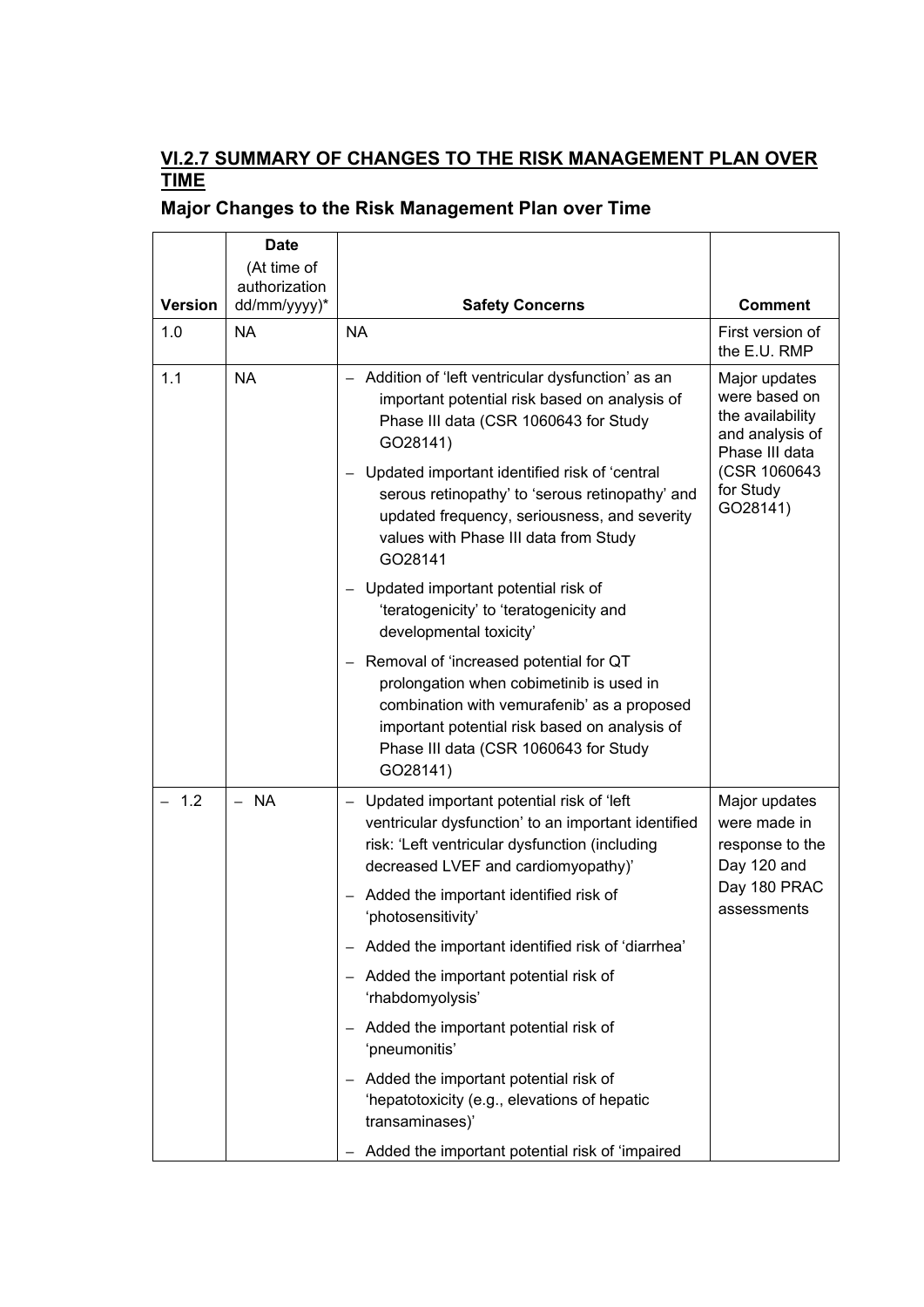## VI.2.7 SUMMARY OF CHANGES TO THE RISK MANAGEMENT PLAN OVER TIME

### Major Changes to the Risk Management Plan over Time

| Version | Date (At time of authorization dd/mm/yyyy)* | Safety Concerns | Comment |
|---|---|---|---|
| 1.0 | NA | NA | First version of the E.U. RMP |
| 1.1 | NA | – Addition of 'left ventricular dysfunction' as an important potential risk based on analysis of Phase III data (CSR 1060643 for Study GO28141)<br>– Updated important identified risk of 'central serous retinopathy' to 'serous retinopathy' and updated frequency, seriousness, and severity values with Phase III data from Study GO28141<br>– Updated important potential risk of 'teratogenicity' to 'teratogenicity and developmental toxicity'<br>– Removal of 'increased potential for QT prolongation when cobimetinib is used in combination with vemurafenib' as a proposed important potential risk based on analysis of Phase III data (CSR 1060643 for Study GO28141) | Major updates were based on the availability and analysis of Phase III data (CSR 1060643 for Study GO28141) |
| – 1.2 | – NA | – Updated important potential risk of 'left ventricular dysfunction' to an important identified risk: 'Left ventricular dysfunction (including decreased LVEF and cardiomyopathy)'<br>– Added the important identified risk of 'photosensitivity'<br>– Added the important identified risk of 'diarrhea'<br>– Added the important potential risk of 'rhabdomyolysis'<br>– Added the important potential risk of 'pneumonitis'<br>– Added the important potential risk of 'hepatotoxicity (e.g., elevations of hepatic transaminases)'<br>– Added the important potential risk of 'impaired | Major updates were made in response to the Day 120 and Day 180 PRAC assessments |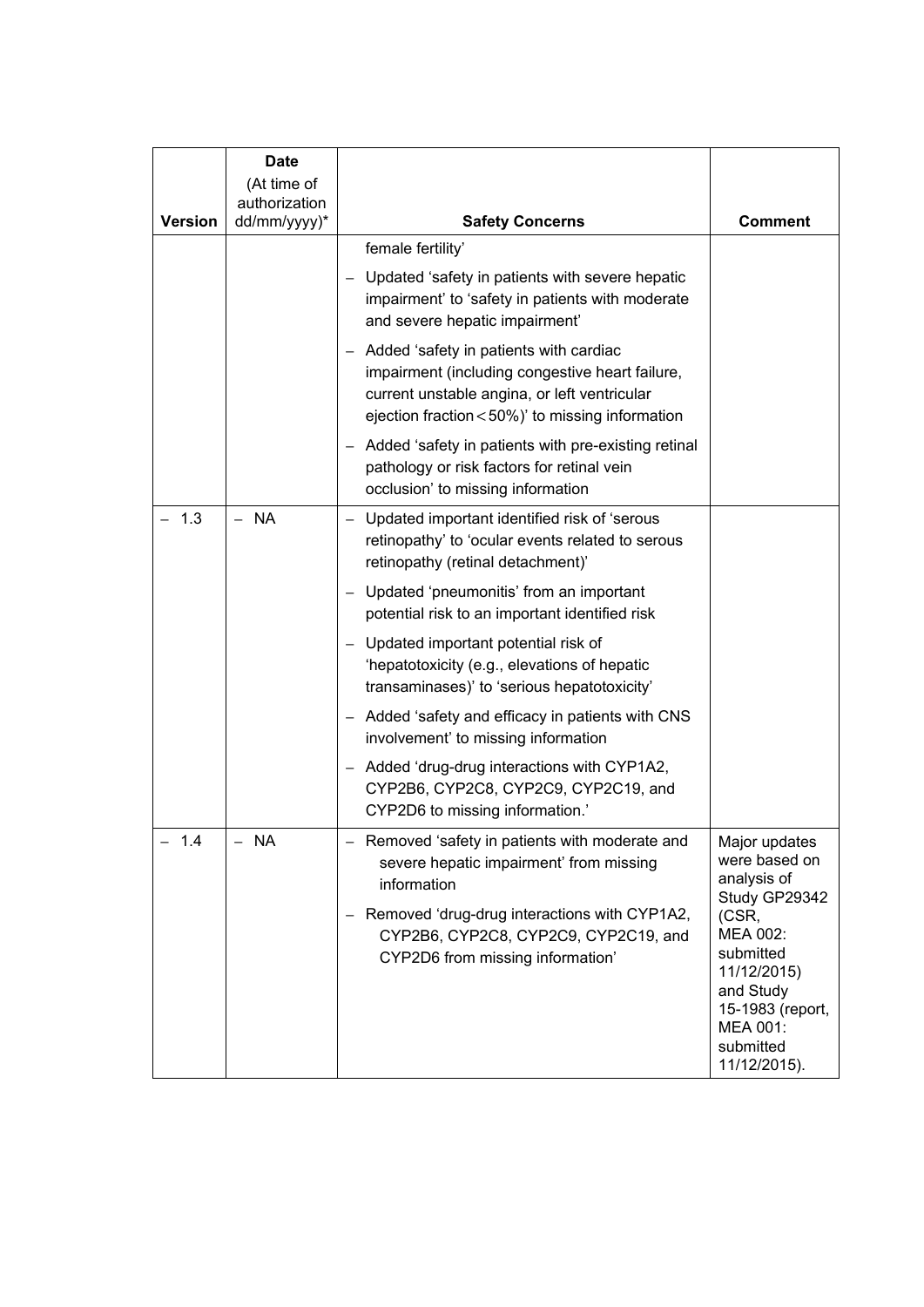| Version | Date (At time of authorization dd/mm/yyyy)* | Safety Concerns | Comment |
|---|---|---|---|
| | | female fertility’<br>– Updated ‘safety in patients with severe hepatic impairment’ to ‘safety in patients with moderate and severe hepatic impairment’<br>– Added ‘safety in patients with cardiac impairment (including congestive heart failure, current unstable angina, or left ventricular ejection fraction < 50%)’ to missing information<br>– Added ‘safety in patients with pre-existing retinal pathology or risk factors for retinal vein occlusion’ to missing information | |
| – 1.3 | – NA | – Updated important identified risk of ‘serous retinopathy’ to ‘ocular events related to serous retinopathy (retinal detachment)’<br>– Updated ‘pneumonitis’ from an important potential risk to an important identified risk<br>– Updated important potential risk of ‘hepatotoxicity (e.g., elevations of hepatic transaminases)’ to ‘serious hepatotoxicity’<br>– Added ‘safety and efficacy in patients with CNS involvement’ to missing information<br>– Added ‘drug-drug interactions with CYP1A2, CYP2B6, CYP2C8, CYP2C9, CYP2C19, and CYP2D6 to missing information.’ | |
| – 1.4 | – NA | – Removed ‘safety in patients with moderate and severe hepatic impairment’ from missing information<br>– Removed ‘drug-drug interactions with CYP1A2, CYP2B6, CYP2C8, CYP2C9, CYP2C19, and CYP2D6 from missing information’ | Major updates were based on analysis of Study GP29342 (CSR, MEA 002: submitted 11/12/2015) and Study 15-1983 (report, MEA 001: submitted 11/12/2015). |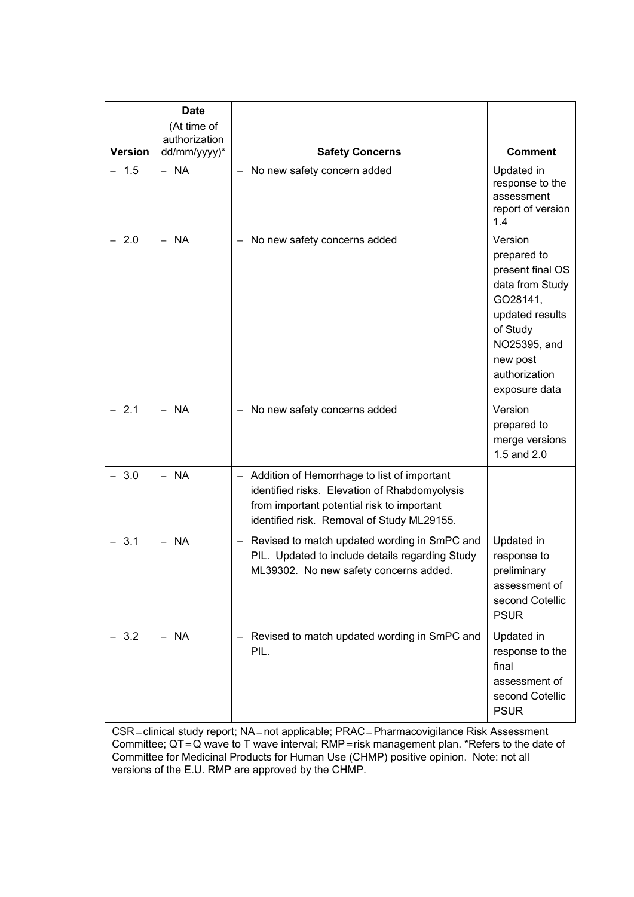| Version | Date (At time of authorization dd/mm/yyyy)* | Safety Concerns | Comment |
|---|---|---|---|
| – 1.5 | – NA | – No new safety concern added | Updated in response to the assessment report of version 1.4 |
| – 2.0 | – NA | – No new safety concerns added | Version prepared to present final OS data from Study GO28141, updated results of Study NO25395, and new post authorization exposure data |
| – 2.1 | – NA | – No new safety concerns added | Version prepared to merge versions 1.5 and 2.0 |
| – 3.0 | – NA | – Addition of Hemorrhage to list of important identified risks. Elevation of Rhabdomyolysis from important potential risk to important identified risk. Removal of Study ML29155. | |
| – 3.1 | – NA | – Revised to match updated wording in SmPC and PIL. Updated to include details regarding Study ML39302. No new safety concerns added. | Updated in response to preliminary assessment of second Cotellic PSUR |
| – 3.2 | – NA | – Revised to match updated wording in SmPC and PIL. | Updated in response to the final assessment of second Cotellic PSUR |

CSR = clinical study report; NA = not applicable; PRAC = Pharmacovigilance Risk Assessment Committee; QT = Q wave to T wave interval; RMP = risk management plan. *Refers to the date of Committee for Medicinal Products for Human Use (CHMP) positive opinion. Note: not all versions of the E.U. RMP are approved by the CHMP.